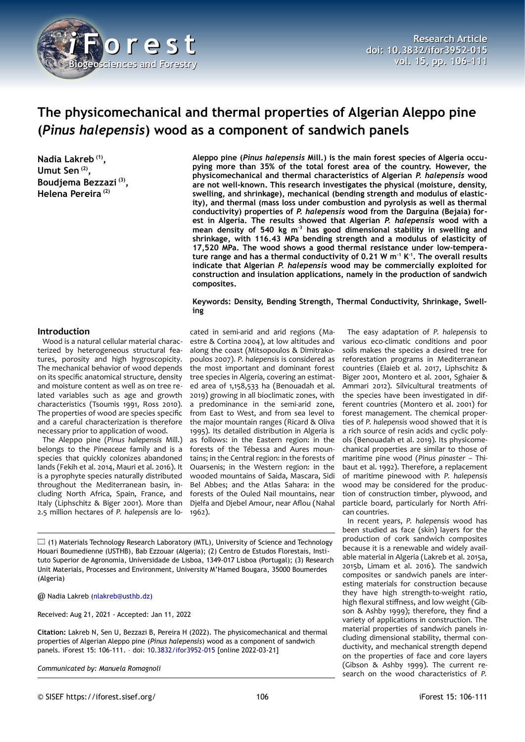# The physicomechanical and thermal properties of Algerian Aleppo pine (*Pinus halepensis*) wood as a component of sandwich panels

**Nadia Lakreb [1], Umut Sen [2], Boudjema Bezzazi [3], Helena Pereira [2]**

**Aleppo pine (*Pinus halepensis* Mill.) is the main forest species of Algeria occupying more than 35% of the total forest area of the country. However, the physicomechanical and thermal characteristics of Algerian *P. halepensis* wood are not well-known. This research investigates the physical (moisture, density, swelling, and shrinkage), mechanical (bending strength and modulus of elasticity), and thermal (mass loss under combustion and pyrolysis as well as thermal conductivity) properties of *P. halepensis* wood from the Darguina (Bejaia) forest in Algeria. The results showed that Algerian *P. halepensis* wood with a mean density of 540 kg m$^{-3}$ has good dimensional stability in swelling and shrinkage, with 116.43 MPa bending strength and a modulus of elasticity of 17,520 MPa. The wood shows a good thermal resistance under low-temperature range and has a thermal conductivity of 0.21 W m$^{-1}$ K$^{-1}$. The overall results indicate that Algerian *P. halepensis* wood may be commercially exploited for construction and insulation applications, namely in the production of sandwich composites.**

**Keywords: Density, Bending Strength, Thermal Conductivity, Shrinkage, Swelling**

## Introduction

Wood is a natural cellular material characterized by heterogeneous structural features, porosity and high hygroscopicity. The mechanical behavior of wood depends on its specific anatomical structure, density and moisture content as well as on tree related variables such as age and growth characteristics (Tsoumis 1991, Ross 2010). The properties of wood are species specific and a careful characterization is therefore necessary prior to application of wood.

The Aleppo pine (*Pinus halepensis* Mill.) belongs to the *Pineaceae* family and is a species that quickly colonizes abandoned lands (Fekih et al. 2014, Mauri et al. 2016). It is a pyrophyte species naturally distributed throughout the Mediterranean basin, including North Africa, Spain, France, and Italy (Liphschitz & Biger 2001). More than 2.5 million hectares of *P. halepensis* are located in semi-arid and arid regions (Maestre & Cortina 2004), at low altitudes and along the coast (Mitsopoulos & Dimitrakopoulos 2007). *P. halepensis* is considered as the most important and dominant forest tree species in Algeria, covering an estimated area of 1,158,533 ha (Benouadah et al. 2019) growing in all bioclimatic zones, with a predominance in the semi-arid zone, from East to West, and from sea level to the major mountain ranges (Ricard & Oliva 1995). Its detailed distribution in Algeria is as follows: in the Eastern region: in the forests of the Tébessa and Aures mountains; in the Central region: in the forests of Ouarsenis; in the Western region: in the wooded mountains of Saida, Mascara, Sidi Bel Abbes; and the Atlas Sahara: in the forests of the Ouled Nail mountains, near Djelfa and Djebel Amour, near Aflou (Nahal 1962).

The easy adaptation of *P. halepensis* to various eco-climatic conditions and poor soils makes the species a desired tree for reforestation programs in Mediterranean countries (Elaieb et al. 2017, Liphschitz & Biger 2001, Montero et al. 2001, Sghaier & Ammari 2012). Silvicultural treatments of the species have been investigated in different countries (Montero et al. 2001) for forest management. The chemical properties of *P. halepensis* wood showed that it is a rich source of resin acids and cyclic polyols (Benouadah et al. 2019). Its physicomechanical properties are similar to those of maritime pine wood (*Pinus pinaster* – Thibaut et al. 1992). Therefore, a replacement of maritime pinewood with *P. halepensis* wood may be considered for the production of construction timber, plywood, and particle board, particularly for North African countries.

In recent years, *P. halepensis* wood has been studied as face (skin) layers for the production of cork sandwich composites because it is a renewable and widely available material in Algeria (Lakreb et al. 2015a, 2015b, Limam et al. 2016). The sandwich composites or sandwich panels are interesting materials for construction because they have high strength-to-weight ratio, high flexural stiffness, and low weight (Gibson & Ashby 1999); therefore, they find a variety of applications in construction. The material properties of sandwich panels including dimensional stability, thermal conductivity, and mechanical strength depend on the properties of face and core layers (Gibson & Ashby 1999). The current research on the wood characteristics of *P.*

(1) Materials Technology Research Laboratory (MTL), University of Science and Technology Houari Boumedienne (USTHB), Bab Ezzouar (Algeria); (2) Centro de Estudos Florestais, Instituto Superior de Agronomia, Universidade de Lisboa, 1349-017 Lisboa (Portugal); (3) Research Unit Materials, Processes and Environment, University M'Hamed Bougara, 35000 Boumerdes (Algeria)

@ Nadia Lakreb (nlakreb@usthb.dz)

Received: Aug 21, 2021 - Accepted: Jan 11, 2022

**Citation:** Lakreb N, Sen U, Bezzazi B, Pereira H (2022). The physicomechanical and thermal properties of Algerian Aleppo pine (*Pinus halepensis*) wood as a component of sandwich panels. iForest 15: 106-111. – doi: 10.3832/ifor3952-015 [online 2022-03-21]

*Communicated by: Manuela Romagnoli*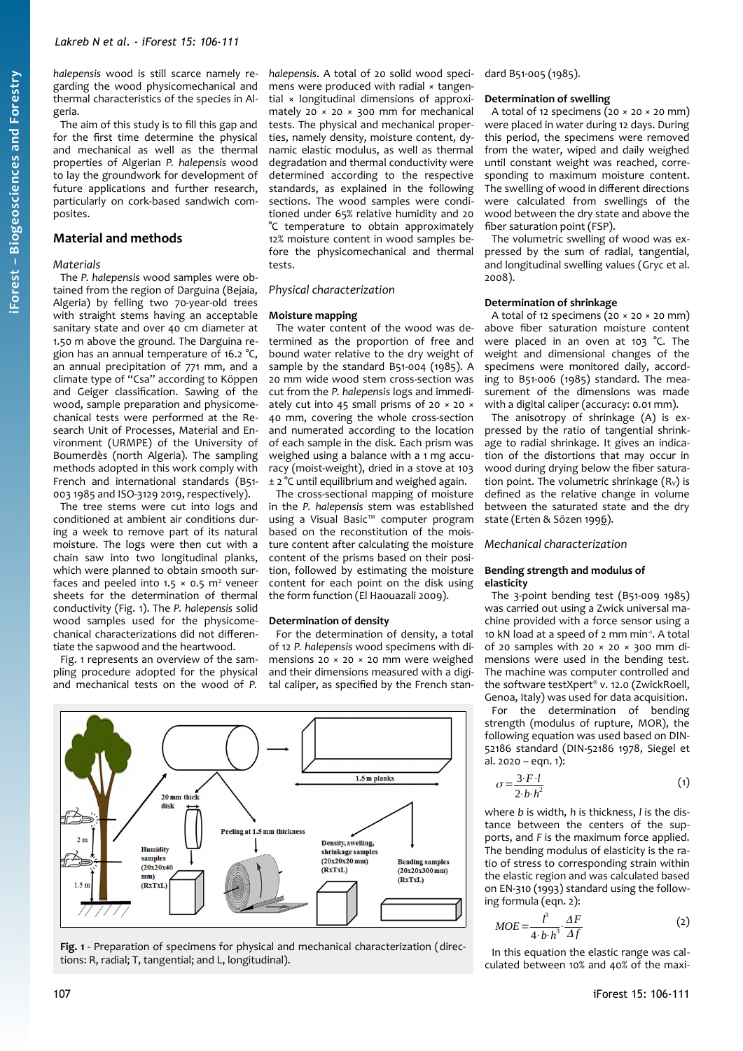*halepensis* wood is still scarce namely regarding the wood physicomechanical and thermal characteristics of the species in Algeria.

The aim of this study is to fill this gap and for the first time determine the physical and mechanical as well as the thermal properties of Algerian *P. halepensis* wood to lay the groundwork for development of future applications and further research, particularly on cork-based sandwich composites.

## Material and methods

### *Materials*

The *P. halepensis* wood samples were obtained from the region of Darguina (Bejaia, Algeria) by felling two 70-year-old trees with straight stems having an acceptable sanitary state and over 40 cm diameter at 1.50 m above the ground. The Darguina region has an annual temperature of 16.2 °C, an annual precipitation of 771 mm, and a climate type of "Csa" according to Köppen and Geiger classification. Sawing of the wood, sample preparation and physicomechanical tests were performed at the Research Unit of Processes, Material and Environment (URMPE) of the University of Boumerdès (north Algeria). The sampling methods adopted in this work comply with French and international standards (B51-003 1985 and ISO-3129 2019, respectively).

The tree stems were cut into logs and conditioned at ambient air conditions during a week to remove part of its natural moisture. The logs were then cut with a chain saw into two longitudinal planks, which were planned to obtain smooth surfaces and peeled into 1.5 × 0.5 $m^2$ veneer sheets for the determination of the thermal conductivity (Fig. 1). The *P. halepensis* solid wood samples used for the physicomechanical characterizations did not differentiate the sapwood and the heartwood.

Fig. 1 represents an overview of the sampling procedure adopted for the physical and mechanical tests on the wood of *P. halepensis*. A total of 20 solid wood specimens were produced with radial × tangential × longitudinal dimensions of approximately 20 × 20 × 300 mm for mechanical tests. The physical and mechanical properties, namely density, moisture content, dynamic elastic modulus, as well as thermal degradation and thermal conductivity were determined according to the respective standards, as explained in the following sections. The wood samples were conditioned under 65% relative humidity and 20 °C temperature to obtain approximately 12% moisture content in wood samples before the physicomechanical and thermal tests.

### *Physical characterization*

#### Moisture mapping

The water content of the wood was determined as the proportion of free and bound water relative to the dry weight of sample by the standard B51-004 (1985). A 20 mm wide wood stem cross-section was cut from the *P. halepensis* logs and immediately cut into 45 small prisms of 20 × 20 × 40 mm, covering the whole cross-section and numerated according to the location of each sample in the disk. Each prism was weighed using a balance with a 1 mg accuracy (moist-weight), dried in a stove at 103 ± 2 °C until equilibrium and weighed again.

The cross-sectional mapping of moisture in the *P. halepensis* stem was established using a Visual Basic™ computer program based on the reconstitution of the moisture content after calculating the moisture content of the prisms based on their position, followed by estimating the moisture content for each point on the disk using the form function (El Haouazali 2009).

#### Determination of density

For the determination of density, a total of 12 *P. halepensis* wood specimens with dimensions 20 × 20 × 20 mm were weighed and their dimensions measured with a digital caliper, as specified by the French standard B51-005 (1985).

#### Determination of swelling

A total of 12 specimens (20 × 20 × 20 mm) were placed in water during 12 days. During this period, the specimens were removed from the water, wiped and daily weighed until constant weight was reached, corresponding to maximum moisture content. The swelling of wood in different directions were calculated from swellings of the wood between the dry state and above the fiber saturation point (FSP).

The volumetric swelling of wood was expressed by the sum of radial, tangential, and longitudinal swelling values (Gryc et al. 2008).

#### Determination of shrinkage

A total of 12 specimens (20 × 20 × 20 mm) above fiber saturation moisture content were placed in an oven at 103 °C. The weight and dimensional changes of the specimens were monitored daily, according to B51-006 (1985) standard. The measurement of the dimensions was made with a digital caliper (accuracy: 0.01 mm).

The anisotropy of shrinkage (A) is expressed by the ratio of tangential shrinkage to radial shrinkage. It gives an indication of the distortions that may occur in wood during drying below the fiber saturation point. The volumetric shrinkage ($R_V$) is defined as the relative change in volume between the saturated state and the dry state (Erten & Sözen 1996).

### *Mechanical characterization*

#### Bending strength and modulus of elasticity

The 3-point bending test (B51-009 1985) was carried out using a Zwick universal machine provided with a force sensor using a 10 kN load at a speed of 2 mm $min^{-1}$. A total of 20 samples with 20 × 20 × 300 mm dimensions were used in the bending test. The machine was computer controlled and the software testXpert® v. 12.0 (ZwickRoell, Genoa, Italy) was used for data acquisition.

For the determination of bending strength (modulus of rupture, MOR), the following equation was used based on DIN-52186 standard (DIN-52186 1978, Siegel et al. 2020 – eqn. 1):

$$\sigma = \frac{3 \cdot F \cdot l}{2 \cdot b \cdot h^2} \tag{1}$$

where *b* is width, *h* is thickness, *l* is the distance between the centers of the supports, and *F* is the maximum force applied. The bending modulus of elasticity is the ratio of stress to corresponding strain within the elastic region and was calculated based on EN-310 (1993) standard using the following formula (eqn. 2):

$$MOE = \frac{l^3}{4 \cdot b \cdot h^3} \cdot \frac{\Delta F}{\Delta f} \tag{2}$$

In this equation the elastic range was calculated between 10% and 40% of the maxi-

**Fig. 1** - Preparation of specimens for physical and mechanical characterization (directions: R, radial; T, tangential; and L, longitudinal).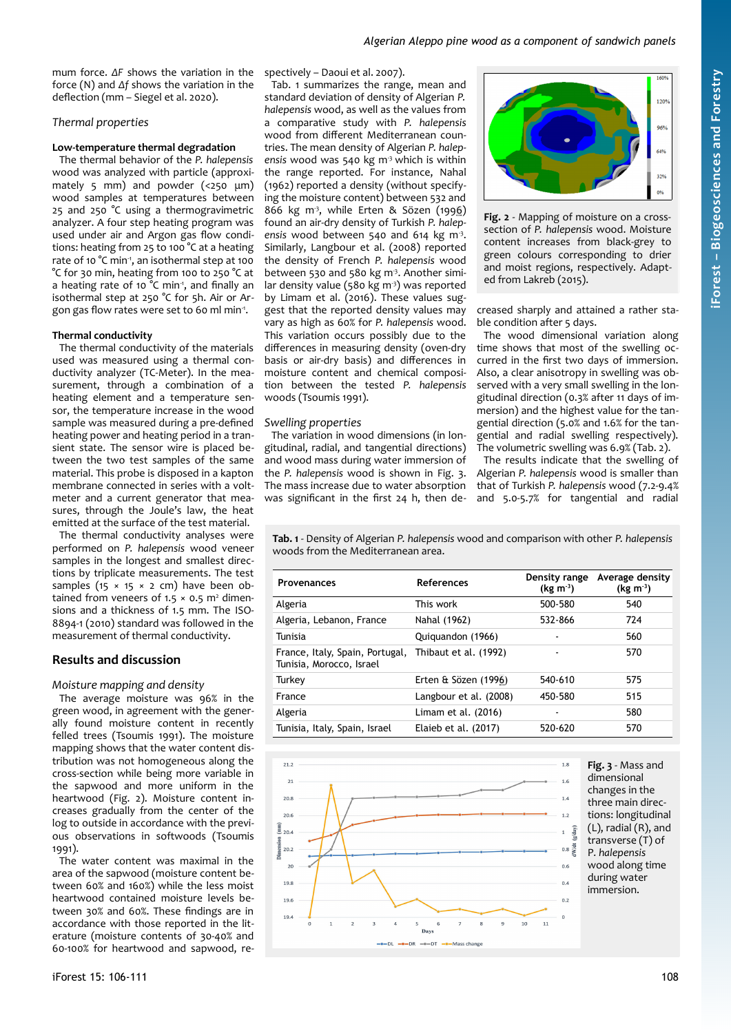mum force. ΔF shows the variation in the force (N) and Δf shows the variation in the deflection (mm – Siegel et al. 2020).

### Thermal properties

#### Low-temperature thermal degradation

The thermal behavior of the *P. halepensis* wood was analyzed with particle (approximately 5 mm) and powder (<250 µm) wood samples at temperatures between 25 and 250 °C using a thermogravimetric analyzer. A four step heating program was used under air and Argon gas flow conditions: heating from 25 to 100 °C at a heating rate of 10 °C min$^{-1}$, an isothermal step at 100 °C for 30 min, heating from 100 to 250 °C at a heating rate of 10 °C min$^{-1}$, and finally an isothermal step at 250 °C for 5h. Air or Argon gas flow rates were set to 60 ml min$^{-1}$.

#### Thermal conductivity

The thermal conductivity of the materials used was measured using a thermal conductivity analyzer (TC-Meter). In the measurement, through a combination of a heating element and a temperature sensor, the temperature increase in the wood sample was measured during a pre-defined heating power and heating period in a transient state. The sensor wire is placed between the two test samples of the same material. This probe is disposed in a kapton membrane connected in series with a voltmeter and a current generator that measures, through the Joule's law, the heat emitted at the surface of the test material.

The thermal conductivity analyses were performed on *P. halepensis* wood veneer samples in the longest and smallest directions by triplicate measurements. The test samples (15 × 15 × 2 cm) have been obtained from veneers of 1.5 × 0.5 m$^2$ dimensions and a thickness of 1.5 mm. The ISO-8894-1 (2010) standard was followed in the measurement of thermal conductivity.

## Results and discussion

### Moisture mapping and density

The average moisture was 96% in the green wood, in agreement with the generally found moisture content in recently felled trees (Tsoumis 1991). The moisture mapping shows that the water content distribution was not homogeneous along the cross-section while being more variable in the sapwood and more uniform in the heartwood (Fig. 2). Moisture content increases gradually from the center of the log to outside in accordance with the previous observations in softwoods (Tsoumis 1991).

The water content was maximal in the area of the sapwood (moisture content between 60% and 160%) while the less moist heartwood contained moisture levels between 30% and 60%. These findings are in accordance with those reported in the literature (moisture contents of 30-40% and 60-100% for heartwood and sapwood, respectively – Daoui et al. 2007).

Tab. 1 summarizes the range, mean and standard deviation of density of Algerian *P. halepensis* wood, as well as the values from a comparative study with *P. halepensis* wood from different Mediterranean countries. The mean density of Algerian *P. halepensis* wood was 540 kg m$^{-3}$ which is within the range reported. For instance, Nahal (1962) reported a density (without specifying the moisture content) between 532 and 866 kg m$^{-3}$, while Erten & Sözen (1996) found an air-dry density of Turkish *P. halepensis* wood between 540 and 614 kg m$^{-3}$. Similarly, Langbour et al. (2008) reported the density of French *P. halepensis* wood between 530 and 580 kg m$^{-3}$. Another similar density value (580 kg m$^{-3}$) was reported by Limam et al. (2016). These values suggest that the reported density values may vary as high as 60% for *P. halepensis* wood. This variation occurs possibly due to the differences in measuring density (oven-dry basis or air-dry basis) and differences in moisture content and chemical composition between the tested *P. halepensis* woods (Tsoumis 1991).

**Fig. 2** - Mapping of moisture on a cross-section of *P. halepensis* wood. Moisture content increases from black-grey to green colours corresponding to drier and moist regions, respectively. Adapted from Lakreb (2015).

### Swelling properties

The variation in wood dimensions (in longitudinal, radial, and tangential directions) and wood mass during water immersion of the *P. halepensis* wood is shown in Fig. 3. The mass increase due to water absorption was significant in the first 24 h, then decreased sharply and attained a rather stable condition after 5 days.

The wood dimensional variation along time shows that most of the swelling occurred in the first two days of immersion. Also, a clear anisotropy in swelling was observed with a very small swelling in the longitudinal direction (0.3% after 11 days of immersion) and the highest value for the tangential direction (5.0% and 1.6% for the tangential and radial swelling respectively). The volumetric swelling was 6.9% (Tab. 2).

The results indicate that the swelling of Algerian *P. halepensis* wood is smaller than that of Turkish *P. halepensis* wood (7.2-9.4% and 5.0-5.7% for tangential and radial

**Tab. 1** - Density of Algerian *P. halepensis* wood and comparison with other *P. halepensis* woods from the Mediterranean area.

| Provenances | References | Density range (kg m$^{-3}$) | Average density (kg m$^{-3}$) |
|---|---|---|---|
| Algeria | This work | 500-580 | 540 |
| Algeria, Lebanon, France | Nahal (1962) | 532-866 | 724 |
| Tunisia | Quiquandon (1966) | - | 560 |
| France, Italy, Spain, Portugal, Tunisia, Morocco, Israel | Thibaut et al. (1992) | - | 570 |
| Turkey | Erten & Sözen (1996) | 540-610 | 575 |
| France | Langbour et al. (2008) | 450-580 | 515 |
| Algeria | Limam et al. (2016) | - | 580 |
| Tunisia, Italy, Spain, Israel | Elaieb et al. (2017) | 520-620 | 570 |

**Fig. 3** - Mass and dimensional changes in the three main directions: longitudinal (L), radial (R), and transverse (T) of *P. halepensis* wood along time during water immersion.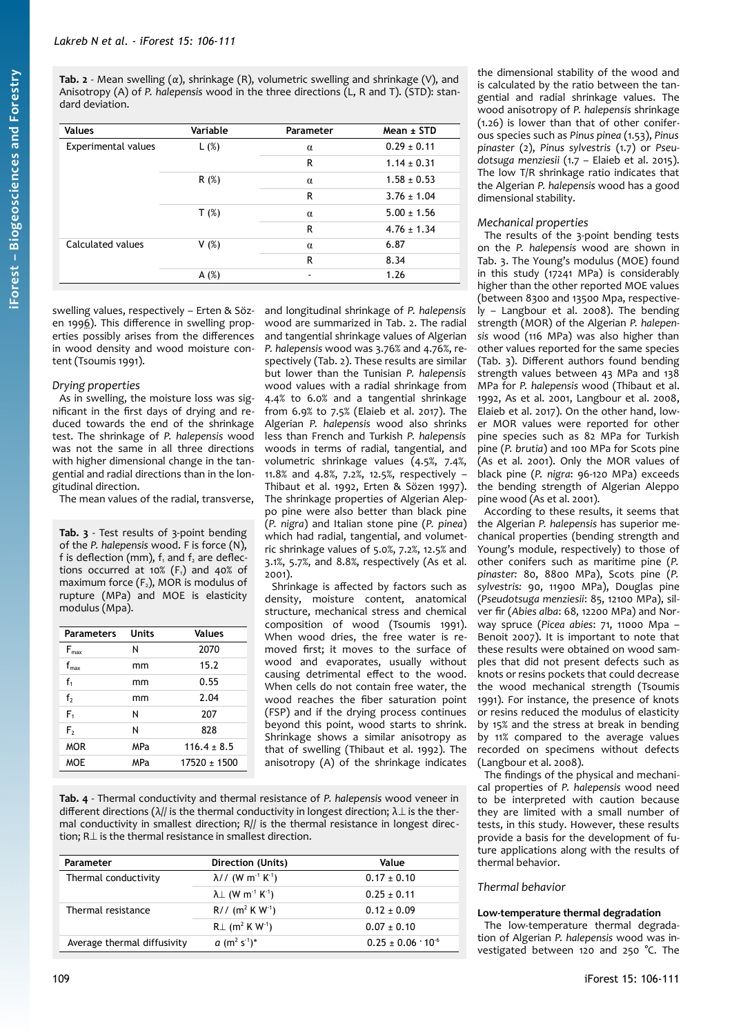**Tab. 2** - Mean swelling (α), shrinkage (R), volumetric swelling and shrinkage (V), and Anisotropy (A) of *P. halepensis* wood in the three directions (L, R and T). (STD): standard deviation.

| Values | Variable | Parameter | Mean ± STD |
|---|---|---|---|
| Experimental values | L (%) | α | 0.29 ± 0.11 |
| | | R | 1.14 ± 0.31 |
| | R (%) | α | 1.58 ± 0.53 |
| | | R | 3.76 ± 1.04 |
| | T (%) | α | 5.00 ± 1.56 |
| | | R | 4.76 ± 1.34 |
| Calculated values | V (%) | α | 6.87 |
| | | R | 8.34 |
| | A (%) | - | 1.26 |

swelling values, respectively – Erten & Sözen 1996). This difference in swelling properties possibly arises from the differences in wood density and wood moisture content (Tsoumis 1991).

### Drying properties

As in swelling, the moisture loss was significant in the first days of drying and reduced towards the end of the shrinkage test. The shrinkage of *P. halepensis* wood was not the same in all three directions with higher dimensional change in the tangential and radial directions than in the longitudinal direction.

The mean values of the radial, transverse, and longitudinal shrinkage of *P. halepensis* wood are summarized in Tab. 2. The radial and tangential shrinkage values of Algerian *P. halepensis* wood was 3.76% and 4.76%, respectively (Tab. 2). These results are similar but lower than the Tunisian *P. halepensis* wood values with a radial shrinkage from 4.4% to 6.0% and a tangential shrinkage from 6.9% to 7.5% (Elaieb et al. 2017). The Algerian *P. halepensis* wood also shrinks less than French and Turkish *P. halepensis* woods in terms of radial, tangential, and volumetric shrinkage values (4.5%, 7.4%, 11.8% and 4.8%, 7.2%, 12.5%, respectively – Thibaut et al. 1992, Erten & Sözen 1997). The shrinkage properties of Algerian Aleppo pine were also better than black pine (*P. nigra*) and Italian stone pine (*P. pinea*) which had radial, tangential, and volumetric shrinkage values of 5.0%, 7.2%, 12.5% and 3.1%, 5.7%, and 8.8%, respectively (As et al. 2001).

Shrinkage is affected by factors such as density, moisture content, anatomical structure, mechanical stress and chemical composition of wood (Tsoumis 1991). When wood dries, the free water is removed first; it moves to the surface of wood and evaporates, usually without causing detrimental effect to the wood. When cells do not contain free water, the wood reaches the fiber saturation point (FSP) and if the drying process continues beyond this point, wood starts to shrink. Shrinkage shows a similar anisotropy as that of swelling (Thibaut et al. 1992). The anisotropy (A) of the shrinkage indicates the dimensional stability of the wood and is calculated by the ratio between the tangential and radial shrinkage values. The wood anisotropy of *P. halepensis* shrinkage (1.26) is lower than that of other coniferous species such as *Pinus pinea* (1.53), *Pinus pinaster* (2), *Pinus sylvestris* (1.7) or *Pseudotsuga menziesii* (1.7 – Elaieb et al. 2015). The low T/R shrinkage ratio indicates that the Algerian *P. halepensis* wood has a good dimensional stability.

**Tab. 3** - Test results of 3-point bending of the *P. halepensis* wood. F is force (N), f is deflection (mm), $f_1$ and $f_2$ are deflections occurred at 10% ($F_1$) and 40% of maximum force ($F_2$), MOR is modulus of rupture (MPa) and MOE is elasticity modulus (Mpa).

| Parameters | Units | Values |
|---|---|---|
| $F_{max}$ | N | 2070 |
| $f_{max}$ | mm | 15.2 |
| $f_1$ | mm | 0.55 |
| $f_2$ | mm | 2.04 |
| $F_1$ | N | 207 |
| $F_2$ | N | 828 |
| MOR | MPa | 116.4 ± 8.5 |
| MOE | MPa | 17520 ± 1500 |

### Mechanical properties

The results of the 3-point bending tests on the *P. halepensis* wood are shown in Tab. 3. The Young's modulus (MOE) found in this study (17241 MPa) is considerably higher than the other reported MOE values (between 8300 and 13500 Mpa, respectively – Langbour et al. 2008). The bending strength (MOR) of the Algerian *P. halepensis* wood (116 MPa) was also higher than other values reported for the same species (Tab. 3). Different authors found bending strength values between 43 MPa and 138 MPa for *P. halepensis* wood (Thibaut et al. 1992, As et al. 2001, Langbour et al. 2008, Elaieb et al. 2017). On the other hand, lower MOR values were reported for other pine species such as 82 MPa for Turkish pine (*P. brutia*) and 100 MPa for Scots pine (As et al. 2001). Only the MOR values of black pine (*P. nigra*: 96-120 MPa) exceeds the bending strength of Algerian Aleppo pine wood (As et al. 2001).

According to these results, it seems that the Algerian *P. halepensis* has superior mechanical properties (bending strength and Young's module, respectively) to those of other conifers such as maritime pine (*P. pinaster:* 80, 8800 MPa), Scots pine (*P. sylvestris:* 90, 11900 MPa), Douglas pine (*Pseudotsuga menziesii*: 85, 12100 MPa), silver fir (*Abies alba*: 68, 12200 MPa) and Norway spruce (*Picea abies*: 71, 11000 Mpa – Benoit 2007). It is important to note that these results were obtained on wood samples that did not present defects such as knots or resins pockets that could decrease the wood mechanical strength (Tsoumis 1991). For instance, the presence of knots or resins reduced the modulus of elasticity by 15% and the stress at break in bending by 11% compared to the average values recorded on specimens without defects (Langbour et al. 2008).

The findings of the physical and mechanical properties of *P. halepensis* wood need to be interpreted with caution because they are limited with a small number of tests, in this study. However, these results provide a basis for the development of future applications along with the results of thermal behavior.

**Tab. 4** - Thermal conductivity and thermal resistance of *P. halepensis* wood veneer in different directions (λ// is the thermal conductivity in longest direction; λ⊥ is the thermal conductivity in smallest direction; R// is the thermal resistance in longest direction; R⊥ is the thermal resistance in smallest direction.

| Parameter | Direction (Units) | Value |
|---|---|---|
| Thermal conductivity | λ// ($W\ m^{-1}\ K^{-1}$) | 0.17 ± 0.10 |
| | λ⊥ ($W\ m^{-1}\ K^{-1}$) | 0.25 ± 0.11 |
| Thermal resistance | R// ($m^2\ K\ W^{-1}$) | 0.12 ± 0.09 |
| | R⊥ ($m^2\ K\ W^{-1}$) | 0.07 ± 0.10 |
| Average thermal diffusivity | *a* ($m^2\ s^{-1}$)* | $0.25 \pm 0.06 \cdot 10^{-6}$ |

### Thermal behavior

#### Low-temperature thermal degradation

The low-temperature thermal degradation of Algerian *P. halepensis* wood was investigated between 120 and 250 °C. The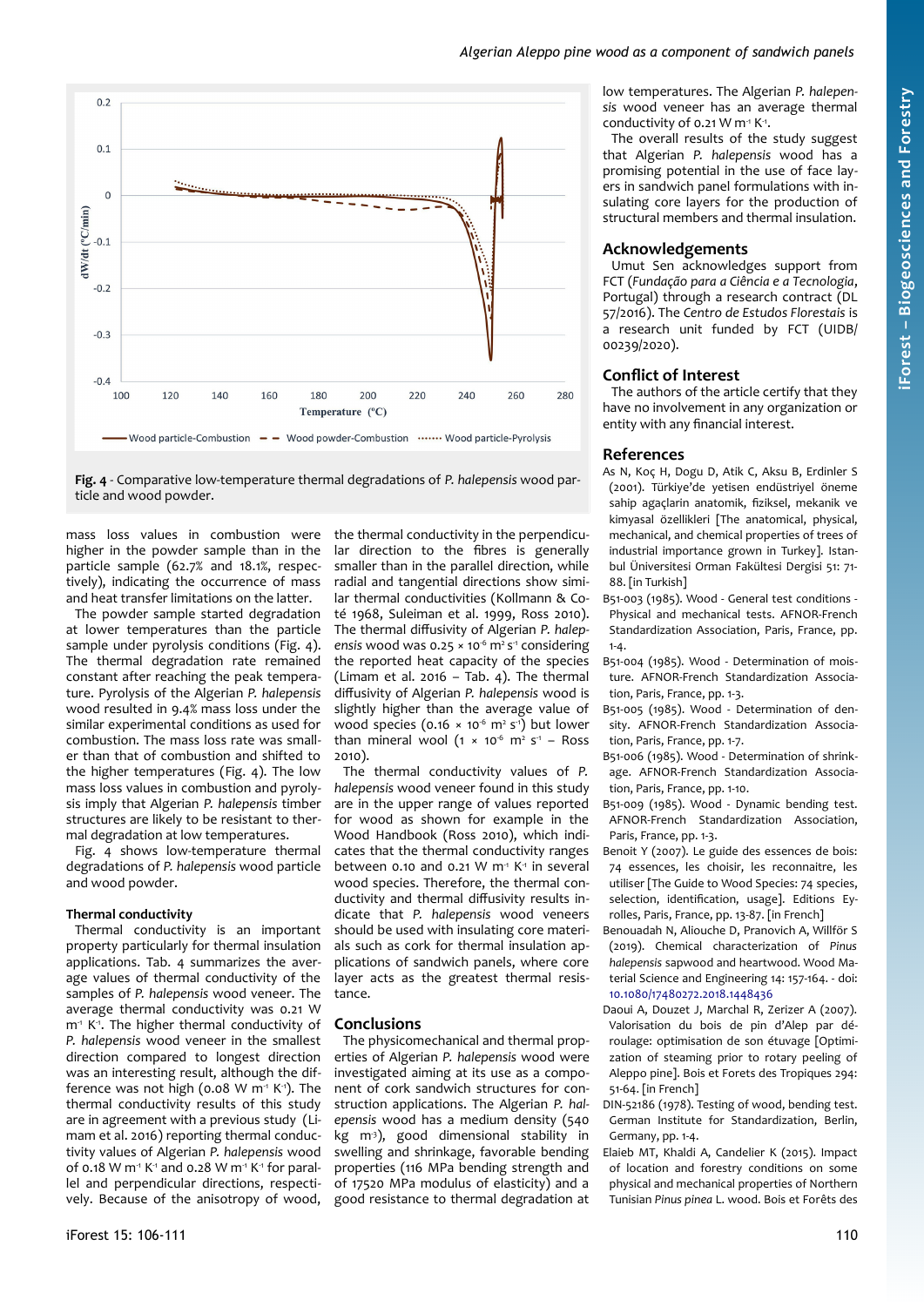Fig. 4 - Comparative low-temperature thermal degradations of *P. halepensis* wood particle and wood powder.

mass loss values in combustion were higher in the powder sample than in the particle sample (62.7% and 18.1%, respectively), indicating the occurrence of mass and heat transfer limitations on the latter.

The powder sample started degradation at lower temperatures than the particle sample under pyrolysis conditions (Fig. 4). The thermal degradation rate remained constant after reaching the peak temperature. Pyrolysis of the Algerian *P. halepensis* wood resulted in 9.4% mass loss under the similar experimental conditions as used for combustion. The mass loss rate was smaller than that of combustion and shifted to the higher temperatures (Fig. 4). The low mass loss values in combustion and pyrolysis imply that Algerian *P. halepensis* timber structures are likely to be resistant to thermal degradation at low temperatures.

Fig. 4 shows low-temperature thermal degradations of *P. halepensis* wood particle and wood powder.

### Thermal conductivity

Thermal conductivity is an important property particularly for thermal insulation applications. Tab. 4 summarizes the average values of thermal conductivity of the samples of *P. halepensis* wood veneer. The average thermal conductivity was 0.21 W $m^{-1}$ $K^{-1}$. The higher thermal conductivity of *P. halepensis* wood veneer in the smallest direction compared to longest direction was an interesting result, although the difference was not high (0.08 W $m^{-1}$ $K^{-1}$). The thermal conductivity results of this study are in agreement with a previous study (Limam et al. 2016) reporting thermal conductivity values of Algerian *P. halepensis* wood of 0.18 W $m^{-1}$ $K^{-1}$ and 0.28 W $m^{-1}$ $K^{-1}$ for parallel and perpendicular directions, respectively. Because of the anisotropy of wood, the thermal conductivity in the perpendicular direction to the fibres is generally smaller than in the parallel direction, while radial and tangential directions show similar thermal conductivities (Kollmann & Coté 1968, Suleiman et al. 1999, Ross 2010). The thermal diffusivity of Algerian *P. halepensis* wood was 0.25 × $10^{-6}$ $m^2$ $s^{-1}$ considering the reported heat capacity of the species (Limam et al. 2016 – Tab. 4). The thermal diffusivity of Algerian *P. halepensis* wood is slightly higher than the average value of wood species (0.16 × $10^{-6}$ $m^2$ $s^{-1}$) but lower than mineral wool (1 × $10^{-6}$ $m^2$ $s^{-1}$ – Ross 2010).

The thermal conductivity values of *P. halepensis* wood veneer found in this study are in the upper range of values reported for wood as shown for example in the Wood Handbook (Ross 2010), which indicates that the thermal conductivity ranges between 0.10 and 0.21 W $m^{-1}$ $K^{-1}$ in several wood species. Therefore, the thermal conductivity and thermal diffusivity results indicate that *P. halepensis* wood veneers should be used with insulating core materials such as cork for thermal insulation applications of sandwich panels, where core layer acts as the greatest thermal resistance.

## Conclusions

The physicomechanical and thermal properties of Algerian *P. halepensis* wood were investigated aiming at its use as a component of cork sandwich structures for construction applications. The Algerian *P. halepensis* wood has a medium density (540 kg $m^{-3}$), good dimensional stability in swelling and shrinkage, favorable bending properties (116 MPa bending strength and of 17520 MPa modulus of elasticity) and a good resistance to thermal degradation at low temperatures. The Algerian *P. halepensis* wood veneer has an average thermal conductivity of 0.21 W $m^{-1}$ $K^{-1}$.

The overall results of the study suggest that Algerian *P. halepensis* wood has a promising potential in the use of face layers in sandwich panel formulations with insulating core layers for the production of structural members and thermal insulation.

## Acknowledgements

Umut Sen acknowledges support from FCT (*Fundação para a Ciência e a Tecnologia*, Portugal) through a research contract (DL 57/2016). The *Centro de Estudos Florestais* is a research unit funded by FCT (UIDB/00239/2020).

## Conflict of Interest

The authors of the article certify that they have no involvement in any organization or entity with any financial interest.

## References

As N, Koç H, Dogu D, Atik C, Aksu B, Erdinler S (2001). Türkiye'de yetisen endüstriyel öneme sahip agaçlarin anatomik, fiziksel, mekanik ve kimyasal özellikleri [The anatomical, physical, mechanical, and chemical properties of trees of industrial importance grown in Turkey]. Istanbul Üniversitesi Orman Fakültesi Dergisi 51: 71-88. [in Turkish]

B51-003 (1985). Wood - General test conditions - Physical and mechanical tests. AFNOR-French Standardization Association, Paris, France, pp. 1-4.

B51-004 (1985). Wood - Determination of moisture. AFNOR-French Standardization Association, Paris, France, pp. 1-3.

B51-005 (1985). Wood - Determination of density. AFNOR-French Standardization Association, Paris, France, pp. 1-7.

B51-006 (1985). Wood - Determination of shrinkage. AFNOR-French Standardization Association, Paris, France, pp. 1-10.

B51-009 (1985). Wood - Dynamic bending test. AFNOR-French Standardization Association, Paris, France, pp. 1-3.

Benoit Y (2007). Le guide des essences de bois: 74 essences, les choisir, les reconnaitre, les utiliser [The Guide to Wood Species: 74 species, selection, identification, usage]. Editions Eyrolles, Paris, France, pp. 13-87. [in French]

Benouadah N, Aliouche D, Pranovich A, Willför S (2019). Chemical characterization of *Pinus halepensis* sapwood and heartwood. Wood Material Science and Engineering 14: 157-164. - doi: 10.1080/17480272.2018.1448436

Daoui A, Douzet J, Marchal R, Zerizer A (2007). Valorisation du bois de pin d'Alep par déroulage: optimisation de son étuvage [Optimization of steaming prior to rotary peeling of Aleppo pine]. Bois et Forets des Tropiques 294: 51-64. [in French]

DIN-52186 (1978). Testing of wood, bending test. German Institute for Standardization, Berlin, Germany, pp. 1-4.

Elaieb MT, Khaldi A, Candelier K (2015). Impact of location and forestry conditions on some physical and mechanical properties of Northern Tunisian *Pinus pinea* L. wood. Bois et Forêts des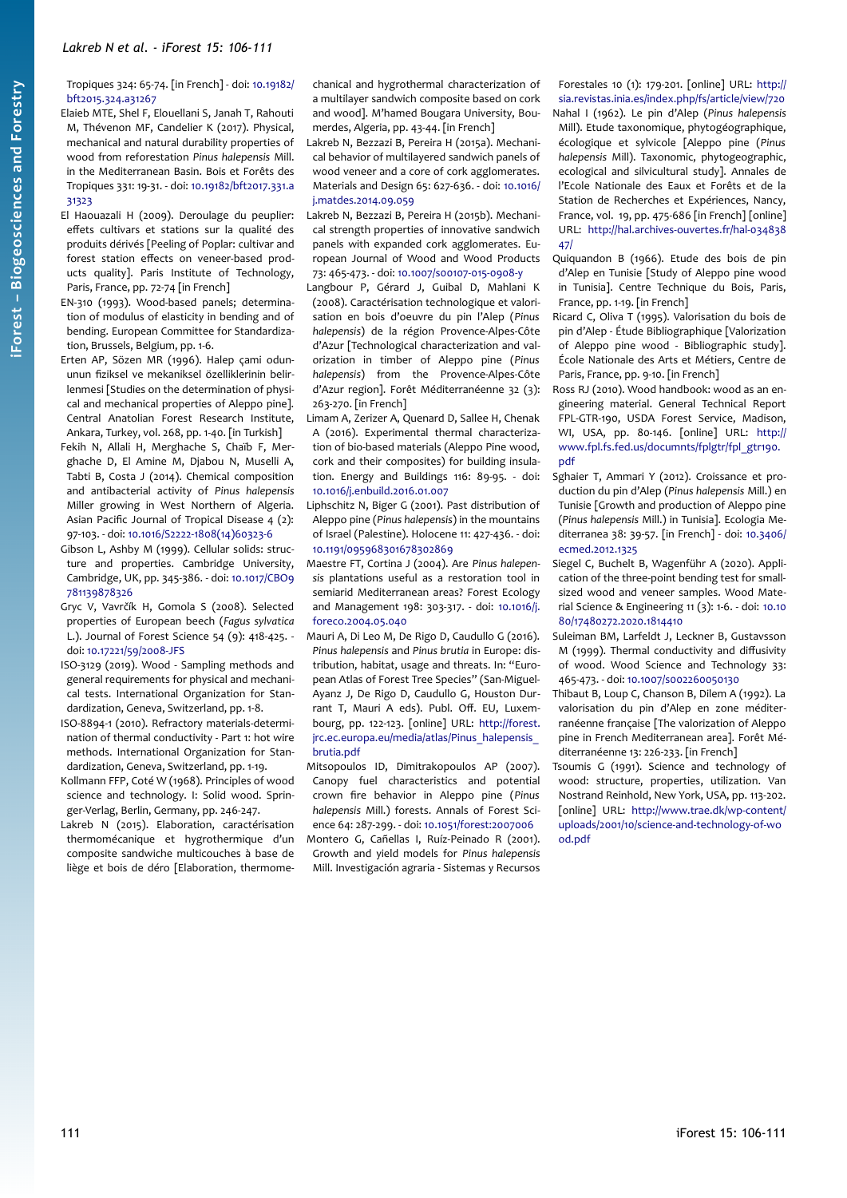Tropiques 324: 65-74. [in French] - doi: 10.19182/bft2015.324.a31267

Elaieb MTE, Shel F, Elouellani S, Janah T, Rahouti M, Thévenon MF, Candelier K (2017). Physical, mechanical and natural durability properties of wood from reforestation *Pinus halepensis* Mill. in the Mediterranean Basin. Bois et Forêts des Tropiques 331: 19-31. - doi: 10.19182/bft2017.331.a31323

El Haouazali H (2009). Deroulage du peuplier: effets cultivars et stations sur la qualité des produits dérivés [Peeling of Poplar: cultivar and forest station effects on veneer-based products quality]. Paris Institute of Technology, Paris, France, pp. 72-74 [in French]

EN-310 (1993). Wood-based panels; determination of modulus of elasticity in bending and of bending. European Committee for Standardization, Brussels, Belgium, pp. 1-6.

Erten AP, Sözen MR (1996). Halep çami odununun fiziksel ve mekaniksel özelliklerinin belirlenmesi [Studies on the determination of physical and mechanical properties of Aleppo pine]. Central Anatolian Forest Research Institute, Ankara, Turkey, vol. 268, pp. 1-40. [in Turkish]

Fekih N, Allali H, Merghache S, Chaïb F, Merghache D, El Amine M, Djabou N, Muselli A, Tabti B, Costa J (2014). Chemical composition and antibacterial activity of *Pinus halepensis* Miller growing in West Northern of Algeria. Asian Pacific Journal of Tropical Disease 4 (2): 97-103. - doi: 10.1016/S2222-1808(14)60323-6

Gibson L, Ashby M (1999). Cellular solids: structure and properties. Cambridge University, Cambridge, UK, pp. 345-386. - doi: 10.1017/CBO9781139878326

Gryc V, Vavrčík H, Gomola S (2008). Selected properties of European beech (*Fagus sylvatica* L.). Journal of Forest Science 54 (9): 418-425. - doi: 10.17221/59/2008-JFS

ISO-3129 (2019). Wood - Sampling methods and general requirements for physical and mechanical tests. International Organization for Standardization, Geneva, Switzerland, pp. 1-8.

ISO-8894-1 (2010). Refractory materials-determination of thermal conductivity - Part 1: hot wire methods. International Organization for Standardization, Geneva, Switzerland, pp. 1-19.

Kollmann FFP, Coté W (1968). Principles of wood science and technology. I: Solid wood. Springer-Verlag, Berlin, Germany, pp. 246-247.

Lakreb N (2015). Elaboration, caractérisation thermomécanique et hygrothermique d'un composite sandwiche multicouches à base de liège et bois de déro [Elaboration, thermomechanical and hygrothermal characterization of a multilayer sandwich composite based on cork and wood]. M'hamed Bougara University, Boumerdes, Algeria, pp. 43-44. [in French]

Lakreb N, Bezzazi B, Pereira H (2015a). Mechanical behavior of multilayered sandwich panels of wood veneer and a core of cork agglomerates. Materials and Design 65: 627-636. - doi: 10.1016/j.matdes.2014.09.059

Lakreb N, Bezzazi B, Pereira H (2015b). Mechanical strength properties of innovative sandwich panels with expanded cork agglomerates. European Journal of Wood and Wood Products 73: 465-473. - doi: 10.1007/s00107-015-0908-y

Langbour P, Gérard J, Guibal D, Mahlani K (2008). Caractérisation technologique et valorisation en bois d'oeuvre du pin l'Alep (*Pinus halepensis*) de la région Provence-Alpes-Côte d'Azur [Technological characterization and valorization in timber of Aleppo pine (*Pinus halepensis*) from the Provence-Alpes-Côte d'Azur region]. Forêt Méditerranéenne 32 (3): 263-270. [in French]

Limam A, Zerizer A, Quenard D, Sallee H, Chenak A (2016). Experimental thermal characterization of bio-based materials (Aleppo Pine wood, cork and their composites) for building insulation. Energy and Buildings 116: 89-95. - doi: 10.1016/j.enbuild.2016.01.007

Liphschitz N, Biger G (2001). Past distribution of Aleppo pine (*Pinus halepensis*) in the mountains of Israel (Palestine). Holocene 11: 427-436. - doi: 10.1191/095968301678302869

Maestre FT, Cortina J (2004). Are *Pinus halepensis* plantations useful as a restoration tool in semiarid Mediterranean areas? Forest Ecology and Management 198: 303-317. - doi: 10.1016/j.foreco.2004.05.040

Mauri A, Di Leo M, De Rigo D, Caudullo G (2016). *Pinus halepensis* and *Pinus brutia* in Europe: distribution, habitat, usage and threats. In: "European Atlas of Forest Tree Species" (San-Miguel-Ayanz J, De Rigo D, Caudullo G, Houston Durrant T, Mauri A eds). Publ. Off. EU, Luxembourg, pp. 122-123. [online] URL: http://forest.jrc.ec.europa.eu/media/atlas/Pinus_halepensis_brutia.pdf

Mitsopoulos ID, Dimitrakopoulos AP (2007). Canopy fuel characteristics and potential crown fire behavior in Aleppo pine (*Pinus halepensis* Mill.) forests. Annals of Forest Science 64: 287-299. - doi: 10.1051/forest:2007006

Montero G, Cañellas I, Ruíz-Peinado R (2001). Growth and yield models for *Pinus halepensis* Mill. Investigación agraria - Sistemas y Recursos Forestales 10 (1): 179-201. [online] URL: http://sia.revistas.inia.es/index.php/fs/article/view/720

Nahal I (1962). Le pin d'Alep (*Pinus halepensis* Mill.). Etude taxonomique, phytogéographique, écologique et sylvicole [Aleppo pine (*Pinus halepensis* Mill). Taxonomic, phytogeographic, ecological and silvicultural study]. Annales de l'Ecole Nationale des Eaux et Forêts et de la Station de Recherches et Expériences, Nancy, France, vol. 19, pp. 475-686 [in French] [online] URL: http://hal.archives-ouvertes.fr/hal-03483847/

Quiquandon B (1966). Etude des bois de pin d'Alep en Tunisie [Study of Aleppo pine wood in Tunisia]. Centre Technique du Bois, Paris, France, pp. 1-19. [in French]

Ricard C, Oliva T (1995). Valorisation du bois de pin d'Alep - Étude Bibliographique [Valorization of Aleppo pine wood - Bibliographic study]. École Nationale des Arts et Métiers, Centre de Paris, France, pp. 9-10. [in French]

Ross RJ (2010). Wood handbook: wood as an engineering material. General Technical Report FPL-GTR-190, USDA Forest Service, Madison, WI, USA, pp. 80-146. [online] URL: http://www.fpl.fs.fed.us/documnts/fplgtr/fpl_gtr190.pdf

Sghaier T, Ammari Y (2012). Croissance et production du pin d'Alep (*Pinus halepensis* Mill.) en Tunisie [Growth and production of Aleppo pine (*Pinus halepensis* Mill.) in Tunisia]. Ecologia Mediterranea 38: 39-57. [in French] - doi: 10.3406/ecmed.2012.1325

Siegel C, Buchelt B, Wagenführ A (2020). Application of the three-point bending test for small-sized wood and veneer samples. Wood Material Science & Engineering 11 (3): 1-6. - doi: 10.1080/17480272.2020.1814410

Suleiman BM, Larfeldt J, Leckner B, Gustavsson M (1999). Thermal conductivity and diffusivity of wood. Wood Science and Technology 33: 465-473. - doi: 10.1007/s002260050130

Thibaut B, Loup C, Chanson B, Dilem A (1992). La valorisation du pin d'Alep en zone méditerranéenne française [The valorization of Aleppo pine in French Mediterranean area]. Forêt Méditerranéenne 13: 226-233. [in French]

Tsoumis G (1991). Science and technology of wood: structure, properties, utilization. Van Nostrand Reinhold, New York, USA, pp. 113-202. [online] URL: http://www.trae.dk/wp-content/uploads/2001/10/science-and-technology-of-wood.pdf